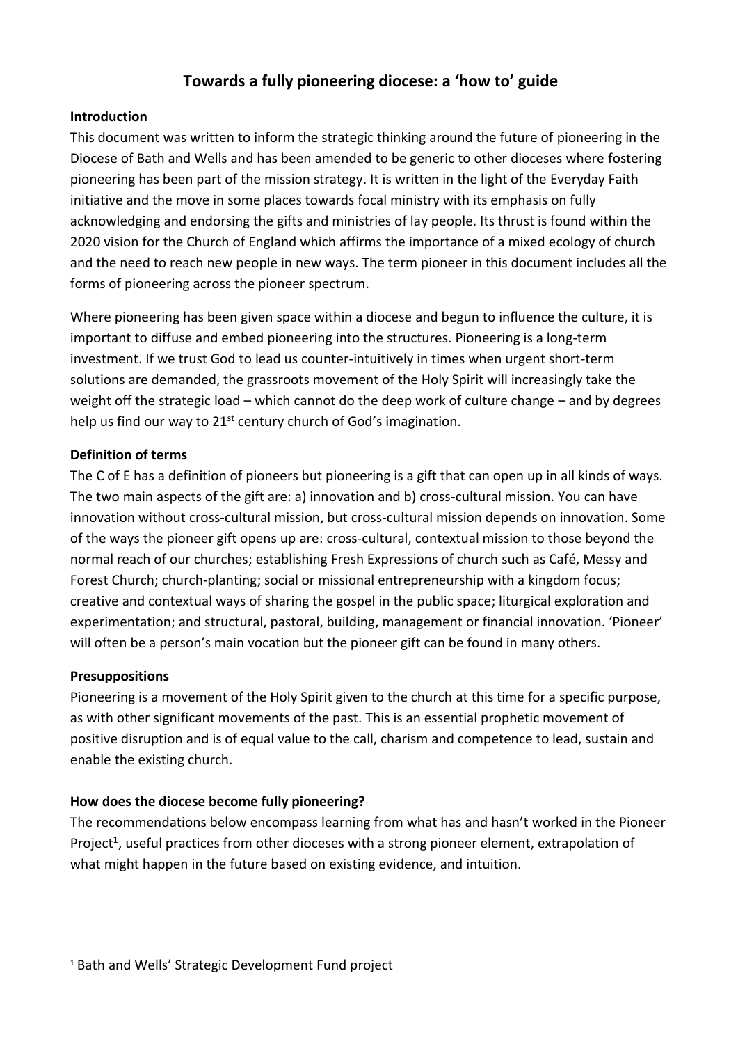# Towards a fully pioneering diocese: a 'how to' guide

**Introduction**

This document was written to inform the strategic thinking around the future of pioneering in the Diocese of Bath and Wells and has been amended to be generic to other dioceses where fostering pioneering has been part of the mission strategy. It is written in the light of the Everyday Faith initiative and the move in some places towards focal ministry with its emphasis on fully acknowledging and endorsing the gifts and ministries of lay people. Its thrust is found within the 2020 vision for the Church of England which affirms the importance of a mixed ecology of church and the need to reach new people in new ways. The term pioneer in this document includes all the forms of pioneering across the pioneer spectrum.

Where pioneering has been given space within a diocese and begun to influence the culture, it is important to diffuse and embed pioneering into the structures. Pioneering is a long-term investment. If we trust God to lead us counter-intuitively in times when urgent short-term solutions are demanded, the grassroots movement of the Holy Spirit will increasingly take the weight off the strategic load – which cannot do the deep work of culture change – and by degrees help us find our way to 21st century church of God's imagination.

**Definition of terms**

The C of E has a definition of pioneers but pioneering is a gift that can open up in all kinds of ways. The two main aspects of the gift are: a) innovation and b) cross-cultural mission. You can have innovation without cross-cultural mission, but cross-cultural mission depends on innovation. Some of the ways the pioneer gift opens up are: cross-cultural, contextual mission to those beyond the normal reach of our churches; establishing Fresh Expressions of church such as Café, Messy and Forest Church; church-planting; social or missional entrepreneurship with a kingdom focus; creative and contextual ways of sharing the gospel in the public space; liturgical exploration and experimentation; and structural, pastoral, building, management or financial innovation. 'Pioneer' will often be a person's main vocation but the pioneer gift can be found in many others.

**Presuppositions**

Pioneering is a movement of the Holy Spirit given to the church at this time for a specific purpose, as with other significant movements of the past. This is an essential prophetic movement of positive disruption and is of equal value to the call, charism and competence to lead, sustain and enable the existing church.

**How does the diocese become fully pioneering?**

The recommendations below encompass learning from what has and hasn't worked in the Pioneer Project[1], useful practices from other dioceses with a strong pioneer element, extrapolation of what might happen in the future based on existing evidence, and intuition.

[1] Bath and Wells' Strategic Development Fund project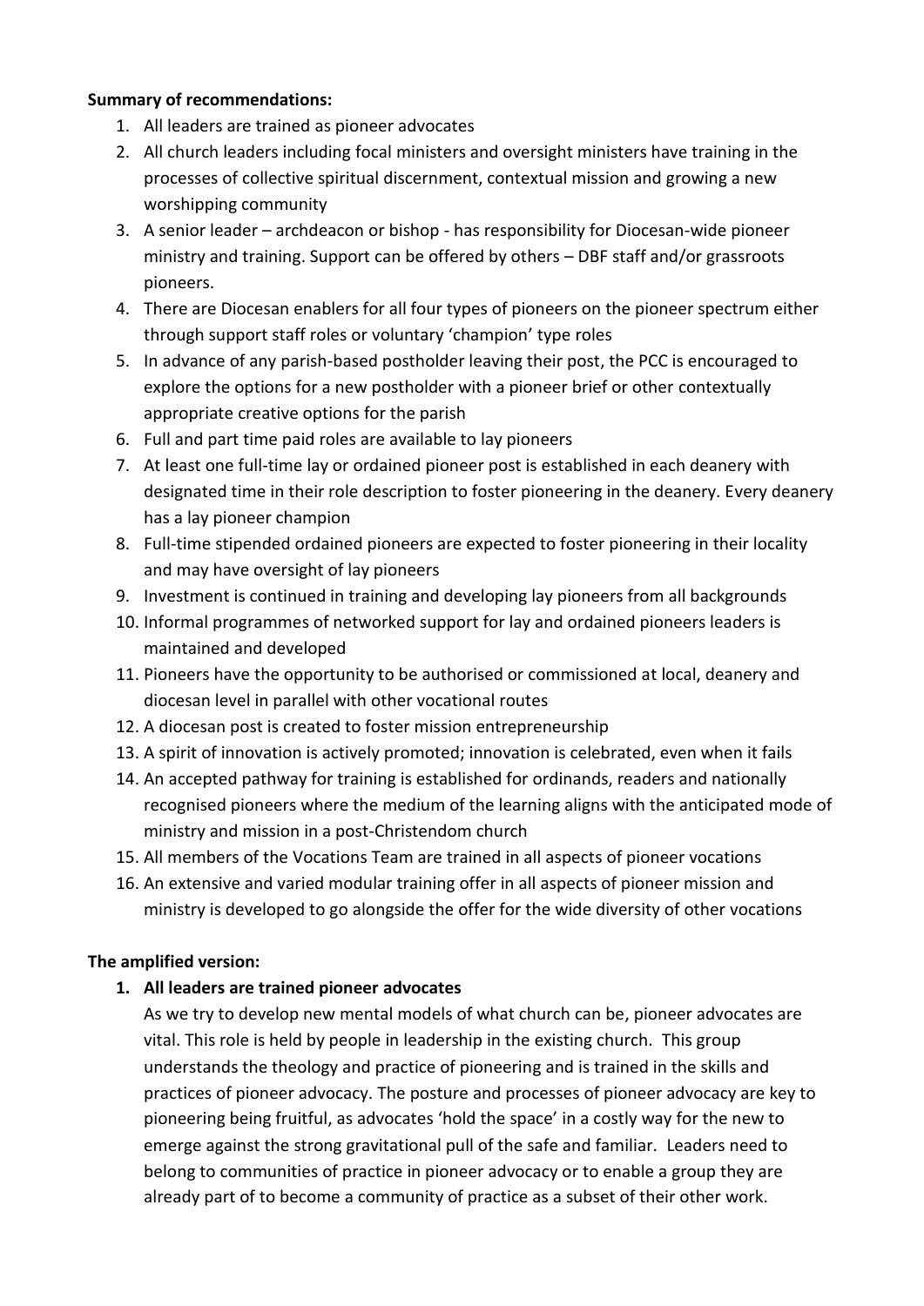**Summary of recommendations:**

1. All leaders are trained as pioneer advocates
2. All church leaders including focal ministers and oversight ministers have training in the processes of collective spiritual discernment, contextual mission and growing a new worshipping community
3. A senior leader – archdeacon or bishop - has responsibility for Diocesan-wide pioneer ministry and training. Support can be offered by others – DBF staff and/or grassroots pioneers.
4. There are Diocesan enablers for all four types of pioneers on the pioneer spectrum either through support staff roles or voluntary 'champion' type roles
5. In advance of any parish-based postholder leaving their post, the PCC is encouraged to explore the options for a new postholder with a pioneer brief or other contextually appropriate creative options for the parish
6. Full and part time paid roles are available to lay pioneers
7. At least one full-time lay or ordained pioneer post is established in each deanery with designated time in their role description to foster pioneering in the deanery. Every deanery has a lay pioneer champion
8. Full-time stipended ordained pioneers are expected to foster pioneering in their locality and may have oversight of lay pioneers
9. Investment is continued in training and developing lay pioneers from all backgrounds
10. Informal programmes of networked support for lay and ordained pioneers leaders is maintained and developed
11. Pioneers have the opportunity to be authorised or commissioned at local, deanery and diocesan level in parallel with other vocational routes
12. A diocesan post is created to foster mission entrepreneurship
13. A spirit of innovation is actively promoted; innovation is celebrated, even when it fails
14. An accepted pathway for training is established for ordinands, readers and nationally recognised pioneers where the medium of the learning aligns with the anticipated mode of ministry and mission in a post-Christendom church
15. All members of the Vocations Team are trained in all aspects of pioneer vocations
16. An extensive and varied modular training offer in all aspects of pioneer mission and ministry is developed to go alongside the offer for the wide diversity of other vocations

**The amplified version:**

1. **All leaders are trained pioneer advocates**

   As we try to develop new mental models of what church can be, pioneer advocates are vital. This role is held by people in leadership in the existing church. This group understands the theology and practice of pioneering and is trained in the skills and practices of pioneer advocacy. The posture and processes of pioneer advocacy are key to pioneering being fruitful, as advocates 'hold the space' in a costly way for the new to emerge against the strong gravitational pull of the safe and familiar. Leaders need to belong to communities of practice in pioneer advocacy or to enable a group they are already part of to become a community of practice as a subset of their other work.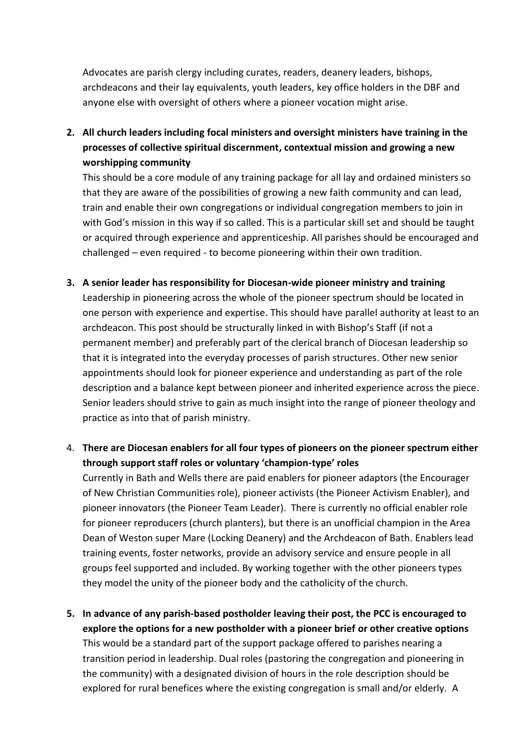Advocates are parish clergy including curates, readers, deanery leaders, bishops, archdeacons and their lay equivalents, youth leaders, key office holders in the DBF and anyone else with oversight of others where a pioneer vocation might arise.

2. **All church leaders including focal ministers and oversight ministers have training in the processes of collective spiritual discernment, contextual mission and growing a new worshipping community**
   This should be a core module of any training package for all lay and ordained ministers so that they are aware of the possibilities of growing a new faith community and can lead, train and enable their own congregations or individual congregation members to join in with God's mission in this way if so called. This is a particular skill set and should be taught or acquired through experience and apprenticeship. All parishes should be encouraged and challenged – even required - to become pioneering within their own tradition.

3. **A senior leader has responsibility for Diocesan-wide pioneer ministry and training**
   Leadership in pioneering across the whole of the pioneer spectrum should be located in one person with experience and expertise. This should have parallel authority at least to an archdeacon. This post should be structurally linked in with Bishop's Staff (if not a permanent member) and preferably part of the clerical branch of Diocesan leadership so that it is integrated into the everyday processes of parish structures. Other new senior appointments should look for pioneer experience and understanding as part of the role description and a balance kept between pioneer and inherited experience across the piece. Senior leaders should strive to gain as much insight into the range of pioneer theology and practice as into that of parish ministry.

4. **There are Diocesan enablers for all four types of pioneers on the pioneer spectrum either through support staff roles or voluntary 'champion-type' roles**
   Currently in Bath and Wells there are paid enablers for pioneer adaptors (the Encourager of New Christian Communities role), pioneer activists (the Pioneer Activism Enabler), and pioneer innovators (the Pioneer Team Leader). There is currently no official enabler role for pioneer reproducers (church planters), but there is an unofficial champion in the Area Dean of Weston super Mare (Locking Deanery) and the Archdeacon of Bath. Enablers lead training events, foster networks, provide an advisory service and ensure people in all groups feel supported and included. By working together with the other pioneers types they model the unity of the pioneer body and the catholicity of the church.

5. **In advance of any parish-based postholder leaving their post, the PCC is encouraged to explore the options for a new postholder with a pioneer brief or other creative options**
   This would be a standard part of the support package offered to parishes nearing a transition period in leadership. Dual roles (pastoring the congregation and pioneering in the community) with a designated division of hours in the role description should be explored for rural benefices where the existing congregation is small and/or elderly. A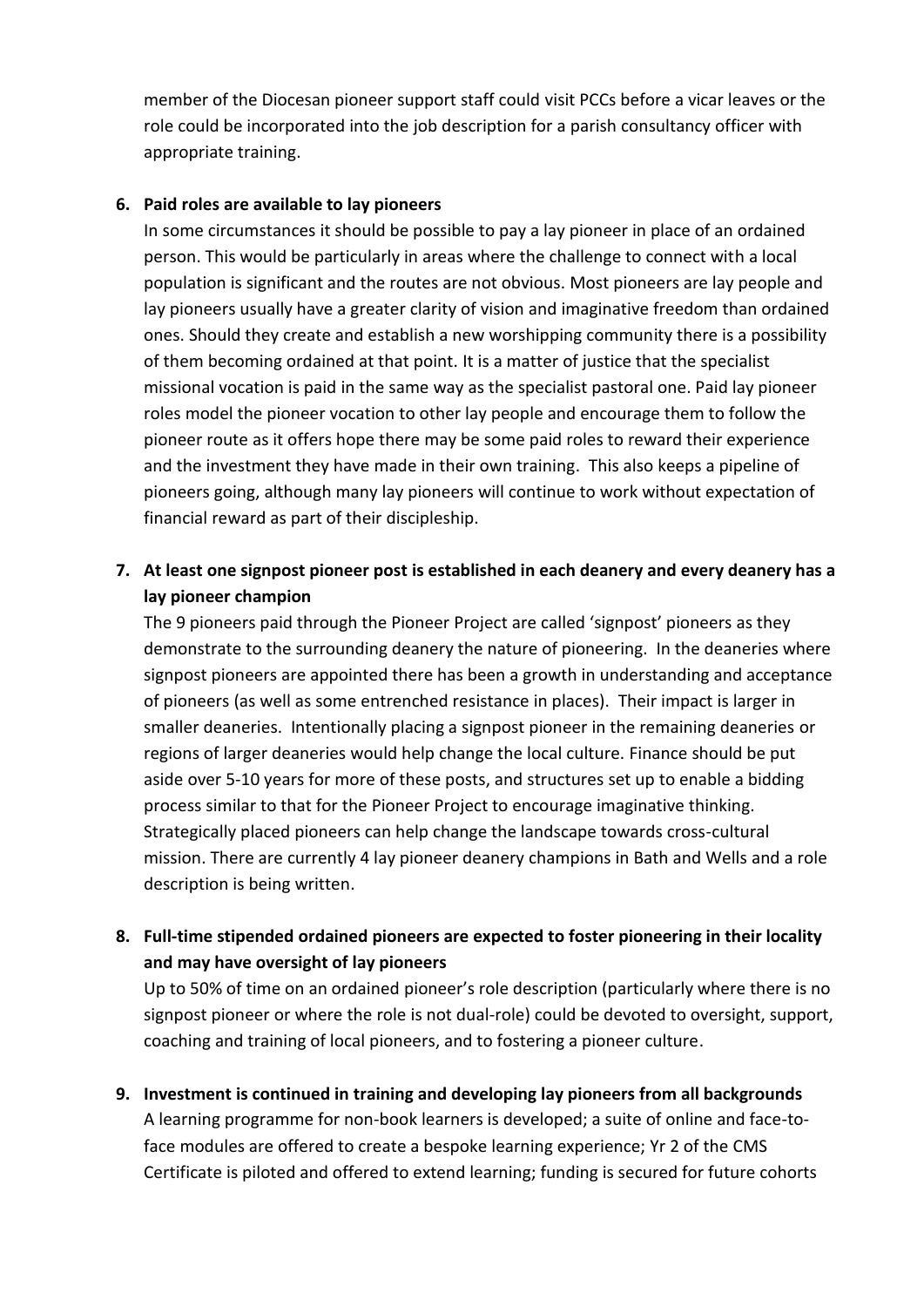member of the Diocesan pioneer support staff could visit PCCs before a vicar leaves or the role could be incorporated into the job description for a parish consultancy officer with appropriate training.

6. **Paid roles are available to lay pioneers**

   In some circumstances it should be possible to pay a lay pioneer in place of an ordained person. This would be particularly in areas where the challenge to connect with a local population is significant and the routes are not obvious. Most pioneers are lay people and lay pioneers usually have a greater clarity of vision and imaginative freedom than ordained ones. Should they create and establish a new worshipping community there is a possibility of them becoming ordained at that point. It is a matter of justice that the specialist missional vocation is paid in the same way as the specialist pastoral one. Paid lay pioneer roles model the pioneer vocation to other lay people and encourage them to follow the pioneer route as it offers hope there may be some paid roles to reward their experience and the investment they have made in their own training. This also keeps a pipeline of pioneers going, although many lay pioneers will continue to work without expectation of financial reward as part of their discipleship.

7. **At least one signpost pioneer post is established in each deanery and every deanery has a lay pioneer champion**

   The 9 pioneers paid through the Pioneer Project are called 'signpost' pioneers as they demonstrate to the surrounding deanery the nature of pioneering. In the deaneries where signpost pioneers are appointed there has been a growth in understanding and acceptance of pioneers (as well as some entrenched resistance in places). Their impact is larger in smaller deaneries. Intentionally placing a signpost pioneer in the remaining deaneries or regions of larger deaneries would help change the local culture. Finance should be put aside over 5-10 years for more of these posts, and structures set up to enable a bidding process similar to that for the Pioneer Project to encourage imaginative thinking. Strategically placed pioneers can help change the landscape towards cross-cultural mission. There are currently 4 lay pioneer deanery champions in Bath and Wells and a role description is being written.

8. **Full-time stipended ordained pioneers are expected to foster pioneering in their locality and may have oversight of lay pioneers**

   Up to 50% of time on an ordained pioneer's role description (particularly where there is no signpost pioneer or where the role is not dual-role) could be devoted to oversight, support, coaching and training of local pioneers, and to fostering a pioneer culture.

9. **Investment is continued in training and developing lay pioneers from all backgrounds**

   A learning programme for non-book learners is developed; a suite of online and face-to-face modules are offered to create a bespoke learning experience; Yr 2 of the CMS Certificate is piloted and offered to extend learning; funding is secured for future cohorts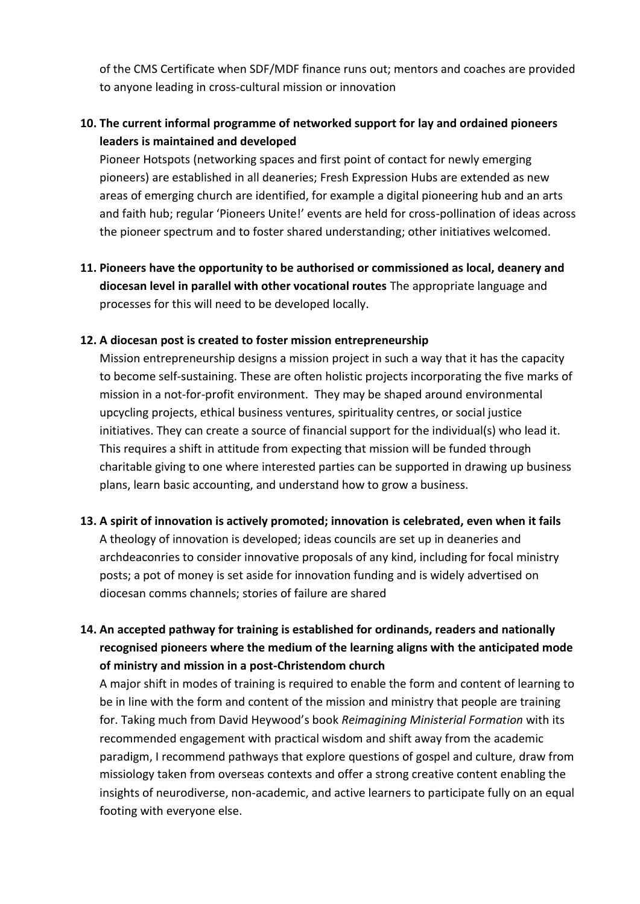of the CMS Certificate when SDF/MDF finance runs out; mentors and coaches are provided to anyone leading in cross-cultural mission or innovation

10. **The current informal programme of networked support for lay and ordained pioneers leaders is maintained and developed**
    Pioneer Hotspots (networking spaces and first point of contact for newly emerging pioneers) are established in all deaneries; Fresh Expression Hubs are extended as new areas of emerging church are identified, for example a digital pioneering hub and an arts and faith hub; regular 'Pioneers Unite!' events are held for cross-pollination of ideas across the pioneer spectrum and to foster shared understanding; other initiatives welcomed.

11. **Pioneers have the opportunity to be authorised or commissioned as local, deanery and diocesan level in parallel with other vocational routes** The appropriate language and processes for this will need to be developed locally.

12. **A diocesan post is created to foster mission entrepreneurship**
    Mission entrepreneurship designs a mission project in such a way that it has the capacity to become self-sustaining. These are often holistic projects incorporating the five marks of mission in a not-for-profit environment. They may be shaped around environmental upcycling projects, ethical business ventures, spirituality centres, or social justice initiatives. They can create a source of financial support for the individual(s) who lead it. This requires a shift in attitude from expecting that mission will be funded through charitable giving to one where interested parties can be supported in drawing up business plans, learn basic accounting, and understand how to grow a business.

13. **A spirit of innovation is actively promoted; innovation is celebrated, even when it fails**
    A theology of innovation is developed; ideas councils are set up in deaneries and archdeaconries to consider innovative proposals of any kind, including for focal ministry posts; a pot of money is set aside for innovation funding and is widely advertised on diocesan comms channels; stories of failure are shared

14. **An accepted pathway for training is established for ordinands, readers and nationally recognised pioneers where the medium of the learning aligns with the anticipated mode of ministry and mission in a post-Christendom church**
    A major shift in modes of training is required to enable the form and content of learning to be in line with the form and content of the mission and ministry that people are training for. Taking much from David Heywood's book *Reimagining Ministerial Formation* with its recommended engagement with practical wisdom and shift away from the academic paradigm, I recommend pathways that explore questions of gospel and culture, draw from missiology taken from overseas contexts and offer a strong creative content enabling the insights of neurodiverse, non-academic, and active learners to participate fully on an equal footing with everyone else.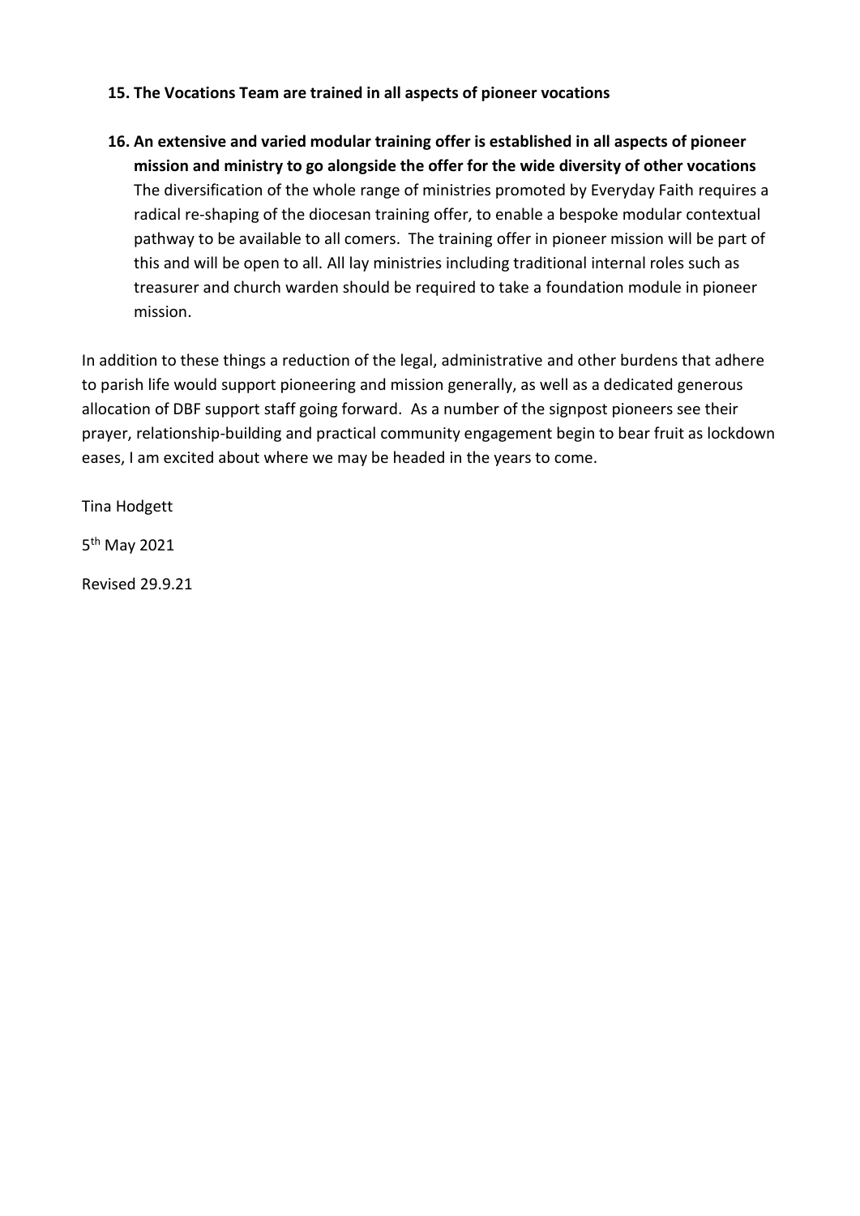15. **The Vocations Team are trained in all aspects of pioneer vocations**

16. **An extensive and varied modular training offer is established in all aspects of pioneer mission and ministry to go alongside the offer for the wide diversity of other vocations**
    The diversification of the whole range of ministries promoted by Everyday Faith requires a radical re-shaping of the diocesan training offer, to enable a bespoke modular contextual pathway to be available to all comers. The training offer in pioneer mission will be part of this and will be open to all. All lay ministries including traditional internal roles such as treasurer and church warden should be required to take a foundation module in pioneer mission.

In addition to these things a reduction of the legal, administrative and other burdens that adhere to parish life would support pioneering and mission generally, as well as a dedicated generous allocation of DBF support staff going forward. As a number of the signpost pioneers see their prayer, relationship-building and practical community engagement begin to bear fruit as lockdown eases, I am excited about where we may be headed in the years to come.

Tina Hodgett

5th May 2021

Revised 29.9.21